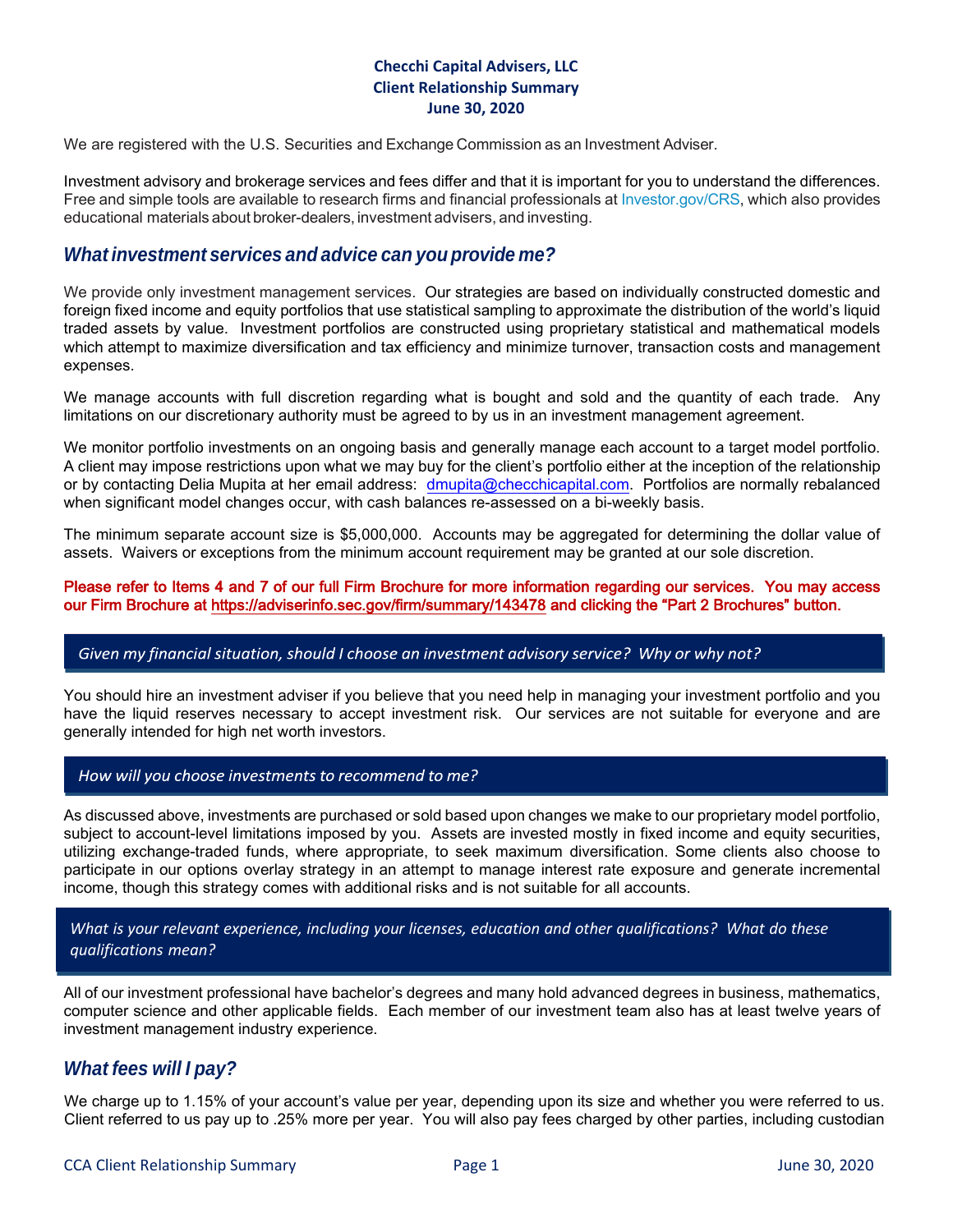**Checchi Capital Advisers, LLC**
**Client Relationship Summary**
**June 30, 2020**

We are registered with the U.S. Securities and Exchange Commission as an Investment Adviser.

Investment advisory and brokerage services and fees differ and that it is important for you to understand the differences. Free and simple tools are available to research firms and financial professionals at Investor.gov/CRS, which also provides educational materials about broker-dealers, investment advisers, and investing.

## *What investment services and advice can you provide me?*

We provide only investment management services. Our strategies are based on individually constructed domestic and foreign fixed income and equity portfolios that use statistical sampling to approximate the distribution of the world's liquid traded assets by value. Investment portfolios are constructed using proprietary statistical and mathematical models which attempt to maximize diversification and tax efficiency and minimize turnover, transaction costs and management expenses.

We manage accounts with full discretion regarding what is bought and sold and the quantity of each trade. Any limitations on our discretionary authority must be agreed to by us in an investment management agreement.

We monitor portfolio investments on an ongoing basis and generally manage each account to a target model portfolio. A client may impose restrictions upon what we may buy for the client's portfolio either at the inception of the relationship or by contacting Delia Mupita at her email address: dmupita@checchicapital.com. Portfolios are normally rebalanced when significant model changes occur, with cash balances re-assessed on a bi-weekly basis.

The minimum separate account size is $5,000,000. Accounts may be aggregated for determining the dollar value of assets. Waivers or exceptions from the minimum account requirement may be granted at our sole discretion.

**Please refer to Items 4 and 7 of our full Firm Brochure for more information regarding our services. You may access our Firm Brochure at https://adviserinfo.sec.gov/firm/summary/143478 and clicking the "Part 2 Brochures" button.**

### *Given my financial situation, should I choose an investment advisory service? Why or why not?*

You should hire an investment adviser if you believe that you need help in managing your investment portfolio and you have the liquid reserves necessary to accept investment risk. Our services are not suitable for everyone and are generally intended for high net worth investors.

### *How will you choose investments to recommend to me?*

As discussed above, investments are purchased or sold based upon changes we make to our proprietary model portfolio, subject to account-level limitations imposed by you. Assets are invested mostly in fixed income and equity securities, utilizing exchange-traded funds, where appropriate, to seek maximum diversification. Some clients also choose to participate in our options overlay strategy in an attempt to manage interest rate exposure and generate incremental income, though this strategy comes with additional risks and is not suitable for all accounts.

### *What is your relevant experience, including your licenses, education and other qualifications? What do these qualifications mean?*

All of our investment professional have bachelor's degrees and many hold advanced degrees in business, mathematics, computer science and other applicable fields. Each member of our investment team also has at least twelve years of investment management industry experience.

## *What fees will I pay?*

We charge up to 1.15% of your account's value per year, depending upon its size and whether you were referred to us. Client referred to us pay up to .25% more per year. You will also pay fees charged by other parties, including custodian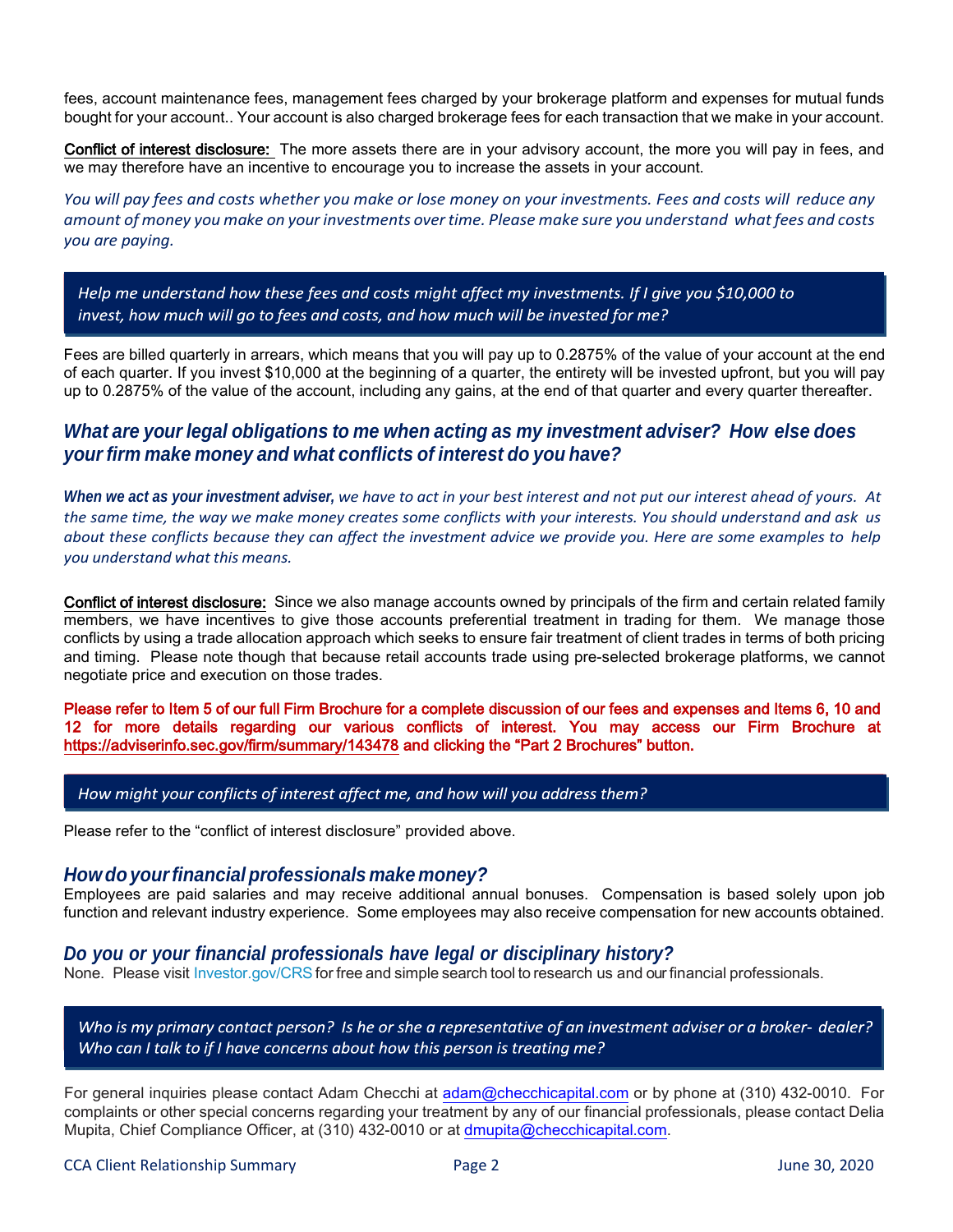fees, account maintenance fees, management fees charged by your brokerage platform and expenses for mutual funds bought for your account.. Your account is also charged brokerage fees for each transaction that we make in your account.

Conflict of interest disclosure: The more assets there are in your advisory account, the more you will pay in fees, and we may therefore have an incentive to encourage you to increase the assets in your account.

*You will pay fees and costs whether you make or lose money on your investments. Fees and costs will reduce any amount of money you make on your investments over time. Please make sure you understand what fees and costs you are paying.*

> *Help me understand how these fees and costs might affect my investments. If I give you $10,000 to invest, how much will go to fees and costs, and how much will be invested for me?*

Fees are billed quarterly in arrears, which means that you will pay up to 0.2875% of the value of your account at the end of each quarter. If you invest $10,000 at the beginning of a quarter, the entirety will be invested upfront, but you will pay up to 0.2875% of the value of the account, including any gains, at the end of that quarter and every quarter thereafter.

## *What are your legal obligations to me when acting as my investment adviser? How else does your firm make money and what conflicts of interest do you have?*

***When we act as your investment adviser,*** *we have to act in your best interest and not put our interest ahead of yours. At the same time, the way we make money creates some conflicts with your interests. You should understand and ask us about these conflicts because they can affect the investment advice we provide you. Here are some examples to help you understand what this means.*

Conflict of interest disclosure: Since we also manage accounts owned by principals of the firm and certain related family members, we have incentives to give those accounts preferential treatment in trading for them. We manage those conflicts by using a trade allocation approach which seeks to ensure fair treatment of client trades in terms of both pricing and timing. Please note though that because retail accounts trade using pre-selected brokerage platforms, we cannot negotiate price and execution on those trades.

**Please refer to Item 5 of our full Firm Brochure for a complete discussion of our fees and expenses and Items 6, 10 and 12 for more details regarding our various conflicts of interest. You may access our Firm Brochure at https://adviserinfo.sec.gov/firm/summary/143478 and clicking the "Part 2 Brochures" button.**

> *How might your conflicts of interest affect me, and how will you address them?*

Please refer to the "conflict of interest disclosure" provided above.

## *How do your financial professionals make money?*

Employees are paid salaries and may receive additional annual bonuses. Compensation is based solely upon job function and relevant industry experience. Some employees may also receive compensation for new accounts obtained.

## *Do you or your financial professionals have legal or disciplinary history?*

None. Please visit Investor.gov/CRS for free and simple search tool to research us and our financial professionals.

> *Who is my primary contact person? Is he or she a representative of an investment adviser or a broker- dealer? Who can I talk to if I have concerns about how this person is treating me?*

For general inquiries please contact Adam Checchi at adam@checchicapital.com or by phone at (310) 432-0010. For complaints or other special concerns regarding your treatment by any of our financial professionals, please contact Delia Mupita, Chief Compliance Officer, at (310) 432-0010 or at dmupita@checchicapital.com.